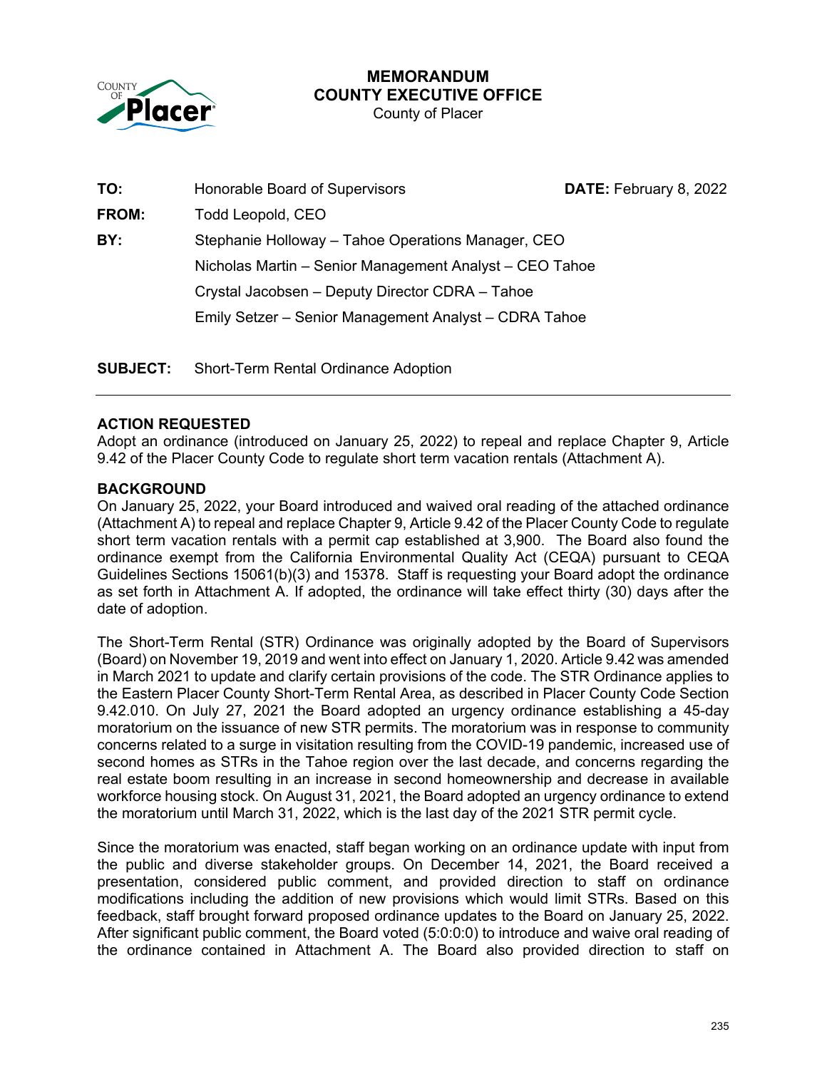# MEMORANDUM
## COUNTY EXECUTIVE OFFICE
County of Placer

| | | |
|---|---|---|
| **TO:** | Honorable Board of Supervisors | **DATE:** February 8, 2022 |
| **FROM:** | Todd Leopold, CEO | |
| **BY:** | Stephanie Holloway – Tahoe Operations Manager, CEO | |
| | Nicholas Martin – Senior Management Analyst – CEO Tahoe | |
| | Crystal Jacobsen – Deputy Director CDRA – Tahoe | |
| | Emily Setzer – Senior Management Analyst – CDRA Tahoe | |

**SUBJECT:** Short-Term Rental Ordinance Adoption

---

**ACTION REQUESTED**

Adopt an ordinance (introduced on January 25, 2022) to repeal and replace Chapter 9, Article 9.42 of the Placer County Code to regulate short term vacation rentals (Attachment A).

**BACKGROUND**

On January 25, 2022, your Board introduced and waived oral reading of the attached ordinance (Attachment A) to repeal and replace Chapter 9, Article 9.42 of the Placer County Code to regulate short term vacation rentals with a permit cap established at 3,900. The Board also found the ordinance exempt from the California Environmental Quality Act (CEQA) pursuant to CEQA Guidelines Sections 15061(b)(3) and 15378. Staff is requesting your Board adopt the ordinance as set forth in Attachment A. If adopted, the ordinance will take effect thirty (30) days after the date of adoption.

The Short-Term Rental (STR) Ordinance was originally adopted by the Board of Supervisors (Board) on November 19, 2019 and went into effect on January 1, 2020. Article 9.42 was amended in March 2021 to update and clarify certain provisions of the code. The STR Ordinance applies to the Eastern Placer County Short-Term Rental Area, as described in Placer County Code Section 9.42.010. On July 27, 2021 the Board adopted an urgency ordinance establishing a 45-day moratorium on the issuance of new STR permits. The moratorium was in response to community concerns related to a surge in visitation resulting from the COVID-19 pandemic, increased use of second homes as STRs in the Tahoe region over the last decade, and concerns regarding the real estate boom resulting in an increase in second homeownership and decrease in available workforce housing stock. On August 31, 2021, the Board adopted an urgency ordinance to extend the moratorium until March 31, 2022, which is the last day of the 2021 STR permit cycle.

Since the moratorium was enacted, staff began working on an ordinance update with input from the public and diverse stakeholder groups. On December 14, 2021, the Board received a presentation, considered public comment, and provided direction to staff on ordinance modifications including the addition of new provisions which would limit STRs. Based on this feedback, staff brought forward proposed ordinance updates to the Board on January 25, 2022. After significant public comment, the Board voted (5:0:0:0) to introduce and waive oral reading of the ordinance contained in Attachment A. The Board also provided direction to staff on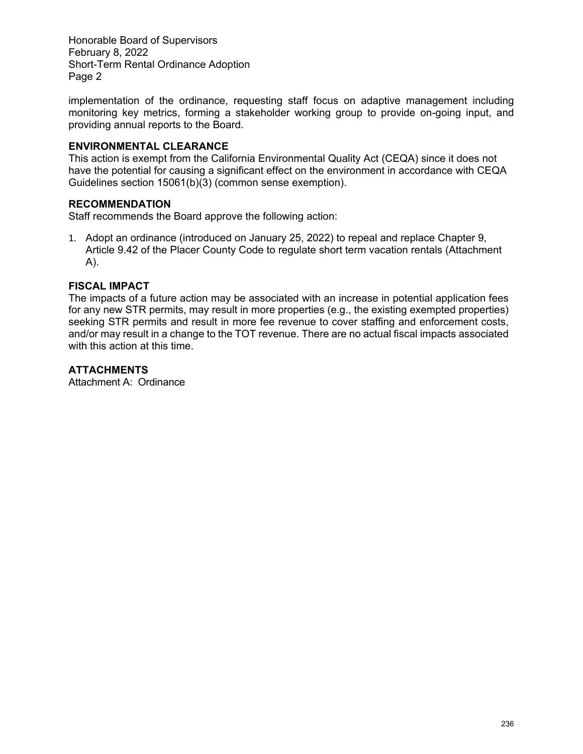implementation of the ordinance, requesting staff focus on adaptive management including monitoring key metrics, forming a stakeholder working group to provide on-going input, and providing annual reports to the Board.

**ENVIRONMENTAL CLEARANCE**

This action is exempt from the California Environmental Quality Act (CEQA) since it does not have the potential for causing a significant effect on the environment in accordance with CEQA Guidelines section 15061(b)(3) (common sense exemption).

**RECOMMENDATION**

Staff recommends the Board approve the following action:

1. Adopt an ordinance (introduced on January 25, 2022) to repeal and replace Chapter 9, Article 9.42 of the Placer County Code to regulate short term vacation rentals (Attachment A).

**FISCAL IMPACT**

The impacts of a future action may be associated with an increase in potential application fees for any new STR permits, may result in more properties (e.g., the existing exempted properties) seeking STR permits and result in more fee revenue to cover staffing and enforcement costs, and/or may result in a change to the TOT revenue. There are no actual fiscal impacts associated with this action at this time.

**ATTACHMENTS**

Attachment A: Ordinance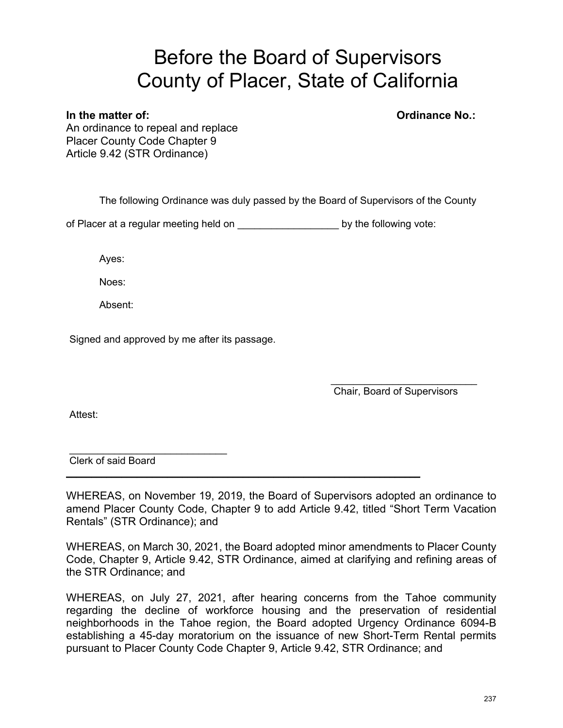# Before the Board of Supervisors
# County of Placer, State of California

**In the matter of:**
An ordinance to repeal and replace
Placer County Code Chapter 9
Article 9.42 (STR Ordinance)

**Ordinance No.:**

The following Ordinance was duly passed by the Board of Supervisors of the County of Placer at a regular meeting held on __________________ by the following vote:

Ayes:

Noes:

Absent:

Signed and approved by me after its passage.

___________________________
Chair, Board of Supervisors

Attest:

___________________________
Clerk of said Board

---

WHEREAS, on November 19, 2019, the Board of Supervisors adopted an ordinance to amend Placer County Code, Chapter 9 to add Article 9.42, titled "Short Term Vacation Rentals" (STR Ordinance); and

WHEREAS, on March 30, 2021, the Board adopted minor amendments to Placer County Code, Chapter 9, Article 9.42, STR Ordinance, aimed at clarifying and refining areas of the STR Ordinance; and

WHEREAS, on July 27, 2021, after hearing concerns from the Tahoe community regarding the decline of workforce housing and the preservation of residential neighborhoods in the Tahoe region, the Board adopted Urgency Ordinance 6094-B establishing a 45-day moratorium on the issuance of new Short-Term Rental permits pursuant to Placer County Code Chapter 9, Article 9.42, STR Ordinance; and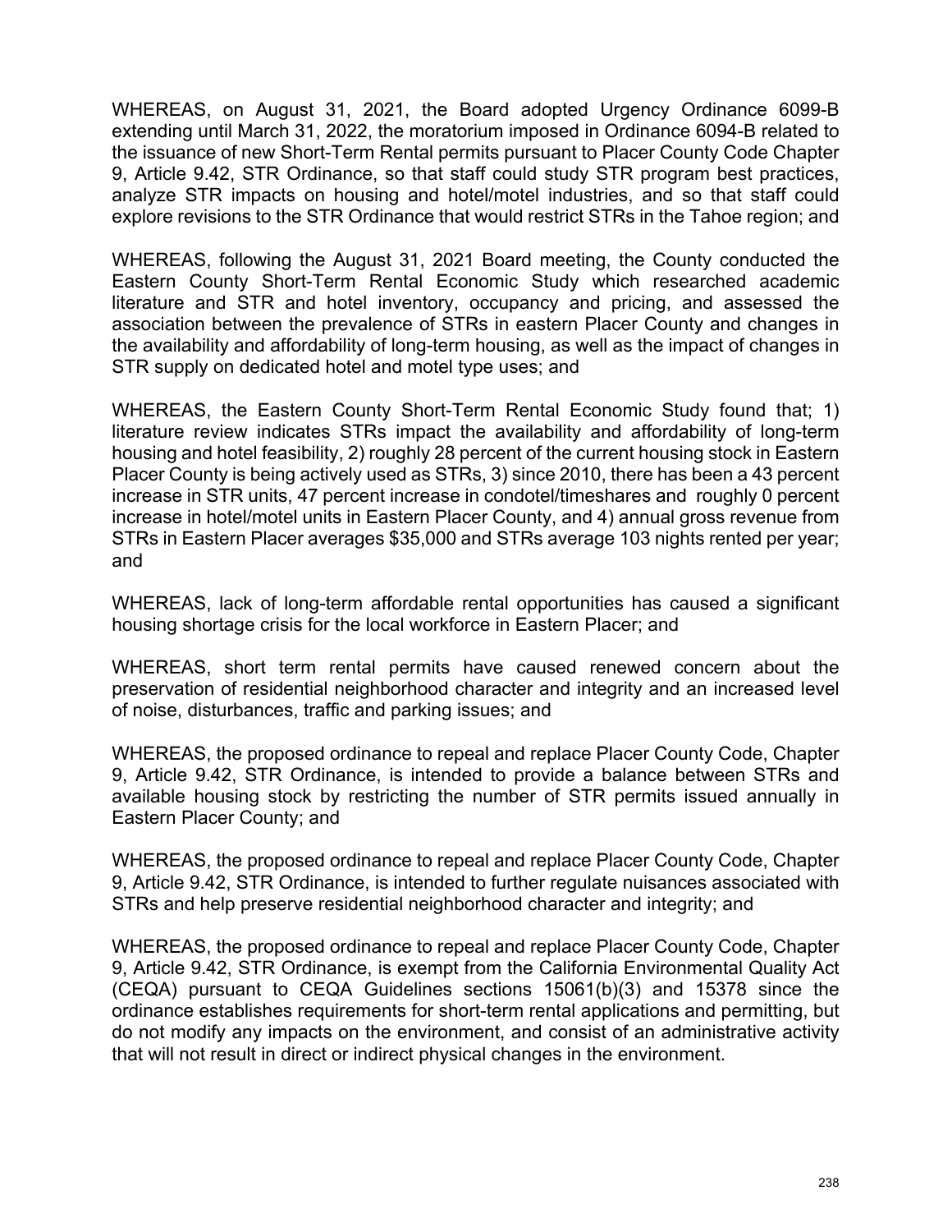WHEREAS, on August 31, 2021, the Board adopted Urgency Ordinance 6099-B extending until March 31, 2022, the moratorium imposed in Ordinance 6094-B related to the issuance of new Short-Term Rental permits pursuant to Placer County Code Chapter 9, Article 9.42, STR Ordinance, so that staff could study STR program best practices, analyze STR impacts on housing and hotel/motel industries, and so that staff could explore revisions to the STR Ordinance that would restrict STRs in the Tahoe region; and

WHEREAS, following the August 31, 2021 Board meeting, the County conducted the Eastern County Short-Term Rental Economic Study which researched academic literature and STR and hotel inventory, occupancy and pricing, and assessed the association between the prevalence of STRs in eastern Placer County and changes in the availability and affordability of long-term housing, as well as the impact of changes in STR supply on dedicated hotel and motel type uses; and

WHEREAS, the Eastern County Short-Term Rental Economic Study found that; 1) literature review indicates STRs impact the availability and affordability of long-term housing and hotel feasibility, 2) roughly 28 percent of the current housing stock in Eastern Placer County is being actively used as STRs, 3) since 2010, there has been a 43 percent increase in STR units, 47 percent increase in condotel/timeshares and roughly 0 percent increase in hotel/motel units in Eastern Placer County, and 4) annual gross revenue from STRs in Eastern Placer averages $35,000 and STRs average 103 nights rented per year; and

WHEREAS, lack of long-term affordable rental opportunities has caused a significant housing shortage crisis for the local workforce in Eastern Placer; and

WHEREAS, short term rental permits have caused renewed concern about the preservation of residential neighborhood character and integrity and an increased level of noise, disturbances, traffic and parking issues; and

WHEREAS, the proposed ordinance to repeal and replace Placer County Code, Chapter 9, Article 9.42, STR Ordinance, is intended to provide a balance between STRs and available housing stock by restricting the number of STR permits issued annually in Eastern Placer County; and

WHEREAS, the proposed ordinance to repeal and replace Placer County Code, Chapter 9, Article 9.42, STR Ordinance, is intended to further regulate nuisances associated with STRs and help preserve residential neighborhood character and integrity; and

WHEREAS, the proposed ordinance to repeal and replace Placer County Code, Chapter 9, Article 9.42, STR Ordinance, is exempt from the California Environmental Quality Act (CEQA) pursuant to CEQA Guidelines sections 15061(b)(3) and 15378 since the ordinance establishes requirements for short-term rental applications and permitting, but do not modify any impacts on the environment, and consist of an administrative activity that will not result in direct or indirect physical changes in the environment.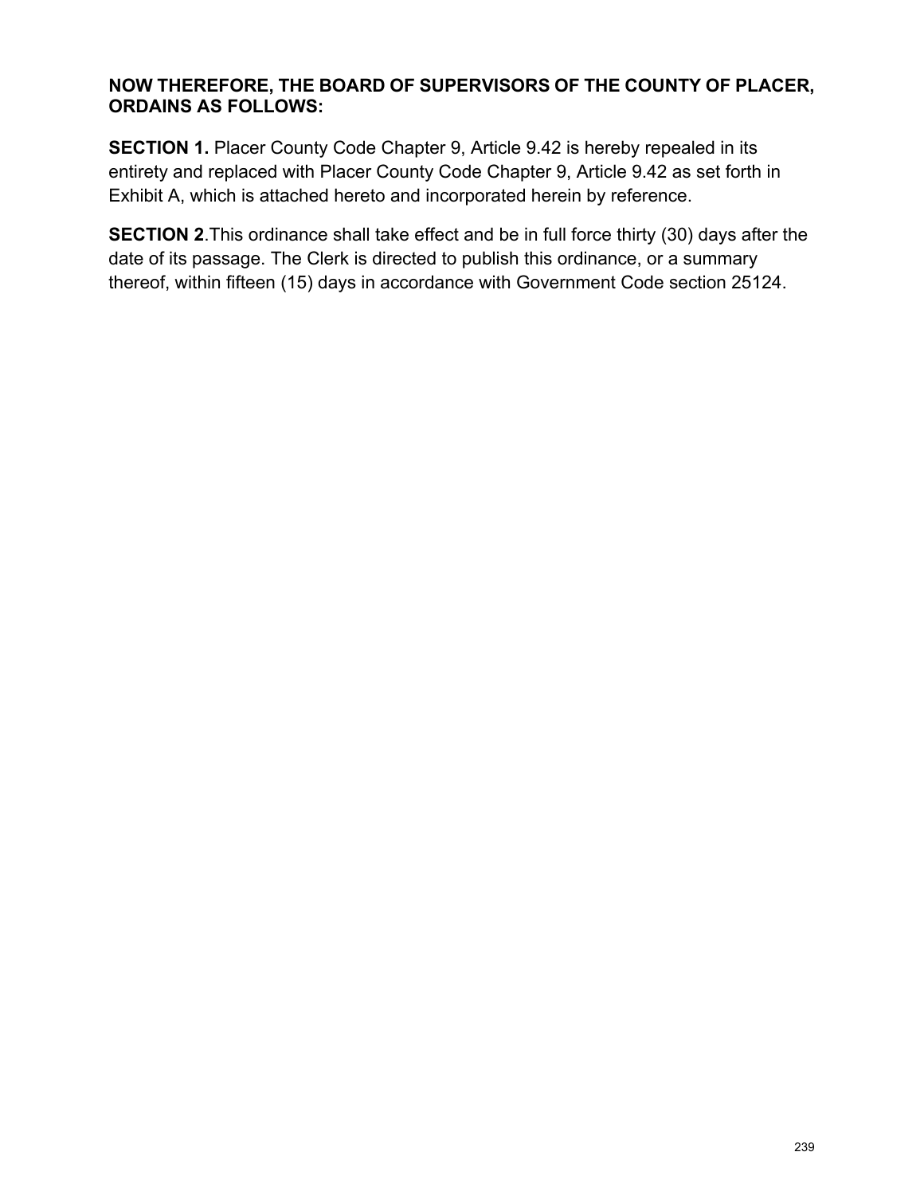**NOW THEREFORE, THE BOARD OF SUPERVISORS OF THE COUNTY OF PLACER, ORDAINS AS FOLLOWS:**

**SECTION 1.** Placer County Code Chapter 9, Article 9.42 is hereby repealed in its entirety and replaced with Placer County Code Chapter 9, Article 9.42 as set forth in Exhibit A, which is attached hereto and incorporated herein by reference.

**SECTION 2**.This ordinance shall take effect and be in full force thirty (30) days after the date of its passage. The Clerk is directed to publish this ordinance, or a summary thereof, within fifteen (15) days in accordance with Government Code section 25124.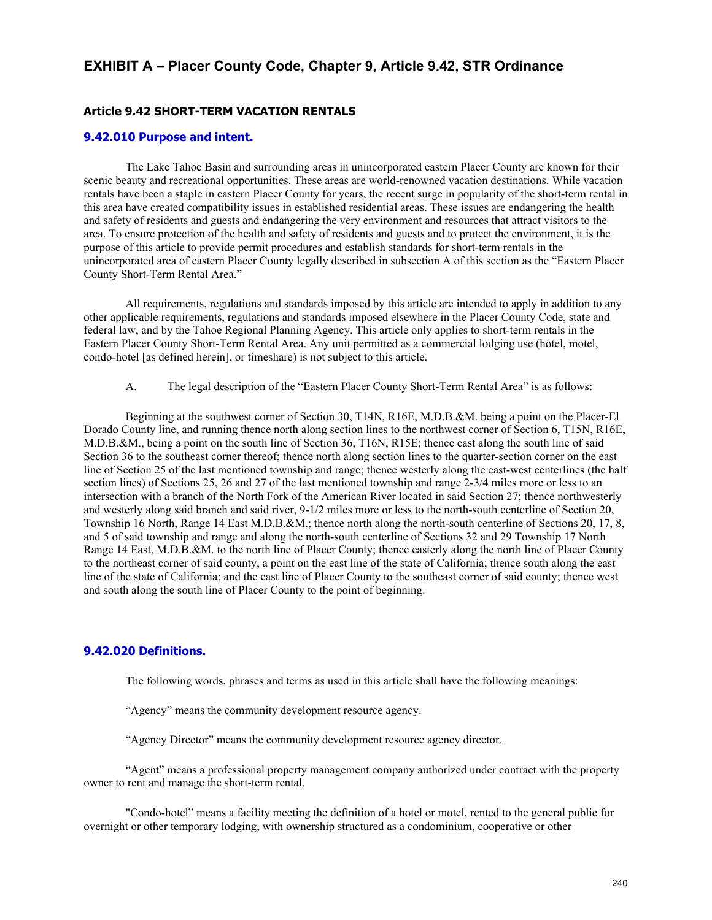## EXHIBIT A – Placer County Code, Chapter 9, Article 9.42, STR Ordinance

### Article 9.42 SHORT-TERM VACATION RENTALS

### 9.42.010 Purpose and intent.

The Lake Tahoe Basin and surrounding areas in unincorporated eastern Placer County are known for their scenic beauty and recreational opportunities. These areas are world-renowned vacation destinations. While vacation rentals have been a staple in eastern Placer County for years, the recent surge in popularity of the short-term rental in this area have created compatibility issues in established residential areas. These issues are endangering the health and safety of residents and guests and endangering the very environment and resources that attract visitors to the area. To ensure protection of the health and safety of residents and guests and to protect the environment, it is the purpose of this article to provide permit procedures and establish standards for short-term rentals in the unincorporated area of eastern Placer County legally described in subsection A of this section as the "Eastern Placer County Short-Term Rental Area."

All requirements, regulations and standards imposed by this article are intended to apply in addition to any other applicable requirements, regulations and standards imposed elsewhere in the Placer County Code, state and federal law, and by the Tahoe Regional Planning Agency. This article only applies to short-term rentals in the Eastern Placer County Short-Term Rental Area. Any unit permitted as a commercial lodging use (hotel, motel, condo-hotel [as defined herein], or timeshare) is not subject to this article.

A. The legal description of the "Eastern Placer County Short-Term Rental Area" is as follows:

Beginning at the southwest corner of Section 30, T14N, R16E, M.D.B.&M. being a point on the Placer-El Dorado County line, and running thence north along section lines to the northwest corner of Section 6, T15N, R16E, M.D.B.&M., being a point on the south line of Section 36, T16N, R15E; thence east along the south line of said Section 36 to the southeast corner thereof; thence north along section lines to the quarter-section corner on the east line of Section 25 of the last mentioned township and range; thence westerly along the east-west centerlines (the half section lines) of Sections 25, 26 and 27 of the last mentioned township and range 2-3/4 miles more or less to an intersection with a branch of the North Fork of the American River located in said Section 27; thence northwesterly and westerly along said branch and said river, 9-1/2 miles more or less to the north-south centerline of Section 20, Township 16 North, Range 14 East M.D.B.&M.; thence north along the north-south centerline of Sections 20, 17, 8, and 5 of said township and range and along the north-south centerline of Sections 32 and 29 Township 17 North Range 14 East, M.D.B.&M. to the north line of Placer County; thence easterly along the north line of Placer County to the northeast corner of said county, a point on the east line of the state of California; thence south along the east line of the state of California; and the east line of Placer County to the southeast corner of said county; thence west and south along the south line of Placer County to the point of beginning.

### 9.42.020 Definitions.

The following words, phrases and terms as used in this article shall have the following meanings:

"Agency" means the community development resource agency.

"Agency Director" means the community development resource agency director.

"Agent" means a professional property management company authorized under contract with the property owner to rent and manage the short-term rental.

"Condo-hotel" means a facility meeting the definition of a hotel or motel, rented to the general public for overnight or other temporary lodging, with ownership structured as a condominium, cooperative or other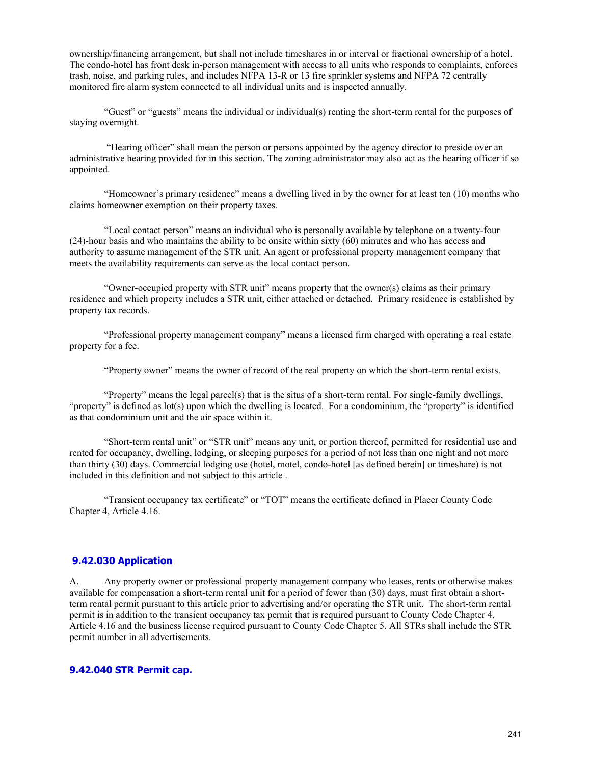ownership/financing arrangement, but shall not include timeshares in or interval or fractional ownership of a hotel. The condo-hotel has front desk in-person management with access to all units who responds to complaints, enforces trash, noise, and parking rules, and includes NFPA 13-R or 13 fire sprinkler systems and NFPA 72 centrally monitored fire alarm system connected to all individual units and is inspected annually.

"Guest" or "guests" means the individual or individual(s) renting the short-term rental for the purposes of staying overnight.

"Hearing officer" shall mean the person or persons appointed by the agency director to preside over an administrative hearing provided for in this section. The zoning administrator may also act as the hearing officer if so appointed.

"Homeowner's primary residence" means a dwelling lived in by the owner for at least ten (10) months who claims homeowner exemption on their property taxes.

"Local contact person" means an individual who is personally available by telephone on a twenty-four (24)-hour basis and who maintains the ability to be onsite within sixty (60) minutes and who has access and authority to assume management of the STR unit. An agent or professional property management company that meets the availability requirements can serve as the local contact person.

"Owner-occupied property with STR unit" means property that the owner(s) claims as their primary residence and which property includes a STR unit, either attached or detached. Primary residence is established by property tax records.

"Professional property management company" means a licensed firm charged with operating a real estate property for a fee.

"Property owner" means the owner of record of the real property on which the short-term rental exists.

"Property" means the legal parcel(s) that is the situs of a short-term rental. For single-family dwellings, "property" is defined as lot(s) upon which the dwelling is located. For a condominium, the "property" is identified as that condominium unit and the air space within it.

"Short-term rental unit" or "STR unit" means any unit, or portion thereof, permitted for residential use and rented for occupancy, dwelling, lodging, or sleeping purposes for a period of not less than one night and not more than thirty (30) days. Commercial lodging use (hotel, motel, condo-hotel [as defined herein] or timeshare) is not included in this definition and not subject to this article .

"Transient occupancy tax certificate" or "TOT" means the certificate defined in Placer County Code Chapter 4, Article 4.16.

### 9.42.030 Application

A. Any property owner or professional property management company who leases, rents or otherwise makes available for compensation a short-term rental unit for a period of fewer than (30) days, must first obtain a short-term rental permit pursuant to this article prior to advertising and/or operating the STR unit. The short-term rental permit is in addition to the transient occupancy tax permit that is required pursuant to County Code Chapter 4, Article 4.16 and the business license required pursuant to County Code Chapter 5. All STRs shall include the STR permit number in all advertisements.

### 9.42.040 STR Permit cap.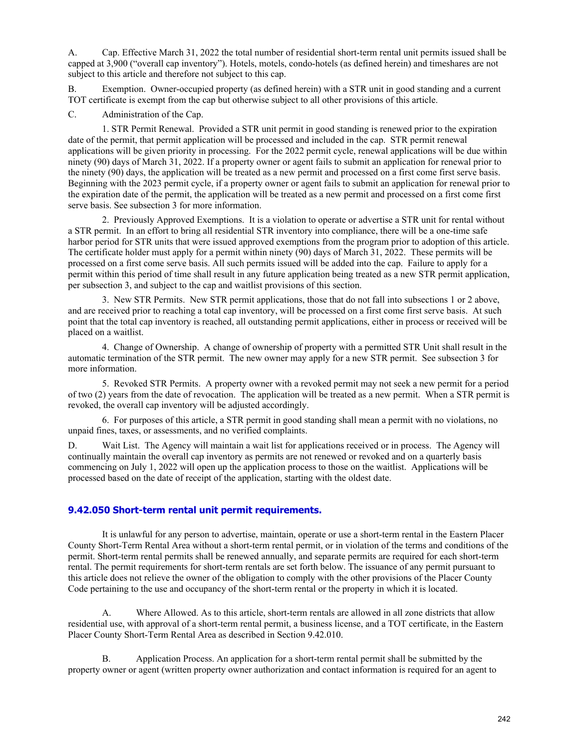A. Cap. Effective March 31, 2022 the total number of residential short-term rental unit permits issued shall be capped at 3,900 ("overall cap inventory"). Hotels, motels, condo-hotels (as defined herein) and timeshares are not subject to this article and therefore not subject to this cap.

B. Exemption. Owner-occupied property (as defined herein) with a STR unit in good standing and a current TOT certificate is exempt from the cap but otherwise subject to all other provisions of this article.

C. Administration of the Cap.

1. STR Permit Renewal. Provided a STR unit permit in good standing is renewed prior to the expiration date of the permit, that permit application will be processed and included in the cap. STR permit renewal applications will be given priority in processing. For the 2022 permit cycle, renewal applications will be due within ninety (90) days of March 31, 2022. If a property owner or agent fails to submit an application for renewal prior to the ninety (90) days, the application will be treated as a new permit and processed on a first come first serve basis. Beginning with the 2023 permit cycle, if a property owner or agent fails to submit an application for renewal prior to the expiration date of the permit, the application will be treated as a new permit and processed on a first come first serve basis. See subsection 3 for more information.

2. Previously Approved Exemptions. It is a violation to operate or advertise a STR unit for rental without a STR permit. In an effort to bring all residential STR inventory into compliance, there will be a one-time safe harbor period for STR units that were issued approved exemptions from the program prior to adoption of this article. The certificate holder must apply for a permit within ninety (90) days of March 31, 2022. These permits will be processed on a first come serve basis. All such permits issued will be added into the cap. Failure to apply for a permit within this period of time shall result in any future application being treated as a new STR permit application, per subsection 3, and subject to the cap and waitlist provisions of this section.

3. New STR Permits. New STR permit applications, those that do not fall into subsections 1 or 2 above, and are received prior to reaching a total cap inventory, will be processed on a first come first serve basis. At such point that the total cap inventory is reached, all outstanding permit applications, either in process or received will be placed on a waitlist.

4. Change of Ownership. A change of ownership of property with a permitted STR Unit shall result in the automatic termination of the STR permit. The new owner may apply for a new STR permit. See subsection 3 for more information.

5. Revoked STR Permits. A property owner with a revoked permit may not seek a new permit for a period of two (2) years from the date of revocation. The application will be treated as a new permit. When a STR permit is revoked, the overall cap inventory will be adjusted accordingly.

6. For purposes of this article, a STR permit in good standing shall mean a permit with no violations, no unpaid fines, taxes, or assessments, and no verified complaints.

D. Wait List. The Agency will maintain a wait list for applications received or in process. The Agency will continually maintain the overall cap inventory as permits are not renewed or revoked and on a quarterly basis commencing on July 1, 2022 will open up the application process to those on the waitlist. Applications will be processed based on the date of receipt of the application, starting with the oldest date.

### 9.42.050 Short-term rental unit permit requirements.

It is unlawful for any person to advertise, maintain, operate or use a short-term rental in the Eastern Placer County Short-Term Rental Area without a short-term rental permit, or in violation of the terms and conditions of the permit. Short-term rental permits shall be renewed annually, and separate permits are required for each short-term rental. The permit requirements for short-term rentals are set forth below. The issuance of any permit pursuant to this article does not relieve the owner of the obligation to comply with the other provisions of the Placer County Code pertaining to the use and occupancy of the short-term rental or the property in which it is located.

A. Where Allowed. As to this article, short-term rentals are allowed in all zone districts that allow residential use, with approval of a short-term rental permit, a business license, and a TOT certificate, in the Eastern Placer County Short-Term Rental Area as described in Section 9.42.010.

B. Application Process. An application for a short-term rental permit shall be submitted by the property owner or agent (written property owner authorization and contact information is required for an agent to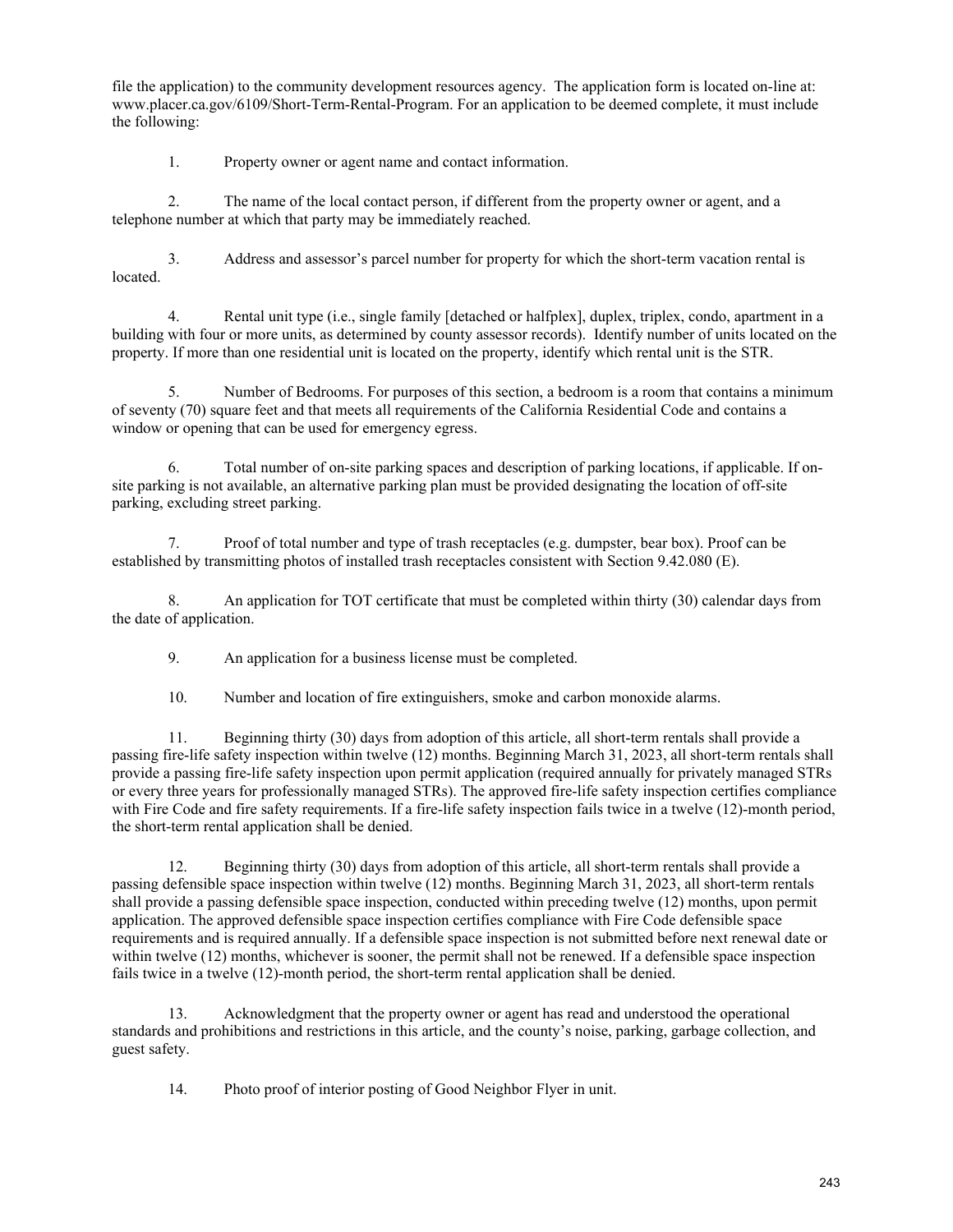file the application) to the community development resources agency. The application form is located on-line at: www.placer.ca.gov/6109/Short-Term-Rental-Program. For an application to be deemed complete, it must include the following:

1. Property owner or agent name and contact information.

2. The name of the local contact person, if different from the property owner or agent, and a telephone number at which that party may be immediately reached.

3. Address and assessor's parcel number for property for which the short-term vacation rental is located.

4. Rental unit type (i.e., single family [detached or halfplex], duplex, triplex, condo, apartment in a building with four or more units, as determined by county assessor records). Identify number of units located on the property. If more than one residential unit is located on the property, identify which rental unit is the STR.

5. Number of Bedrooms. For purposes of this section, a bedroom is a room that contains a minimum of seventy (70) square feet and that meets all requirements of the California Residential Code and contains a window or opening that can be used for emergency egress.

6. Total number of on-site parking spaces and description of parking locations, if applicable. If on-site parking is not available, an alternative parking plan must be provided designating the location of off-site parking, excluding street parking.

7. Proof of total number and type of trash receptacles (e.g. dumpster, bear box). Proof can be established by transmitting photos of installed trash receptacles consistent with Section 9.42.080 (E).

8. An application for TOT certificate that must be completed within thirty (30) calendar days from the date of application.

9. An application for a business license must be completed.

10. Number and location of fire extinguishers, smoke and carbon monoxide alarms.

11. Beginning thirty (30) days from adoption of this article, all short-term rentals shall provide a passing fire-life safety inspection within twelve (12) months. Beginning March 31, 2023, all short-term rentals shall provide a passing fire-life safety inspection upon permit application (required annually for privately managed STRs or every three years for professionally managed STRs). The approved fire-life safety inspection certifies compliance with Fire Code and fire safety requirements. If a fire-life safety inspection fails twice in a twelve (12)-month period, the short-term rental application shall be denied.

12. Beginning thirty (30) days from adoption of this article, all short-term rentals shall provide a passing defensible space inspection within twelve (12) months. Beginning March 31, 2023, all short-term rentals shall provide a passing defensible space inspection, conducted within preceding twelve (12) months, upon permit application. The approved defensible space inspection certifies compliance with Fire Code defensible space requirements and is required annually. If a defensible space inspection is not submitted before next renewal date or within twelve (12) months, whichever is sooner, the permit shall not be renewed. If a defensible space inspection fails twice in a twelve (12)-month period, the short-term rental application shall be denied.

13. Acknowledgment that the property owner or agent has read and understood the operational standards and prohibitions and restrictions in this article, and the county's noise, parking, garbage collection, and guest safety.

14. Photo proof of interior posting of Good Neighbor Flyer in unit.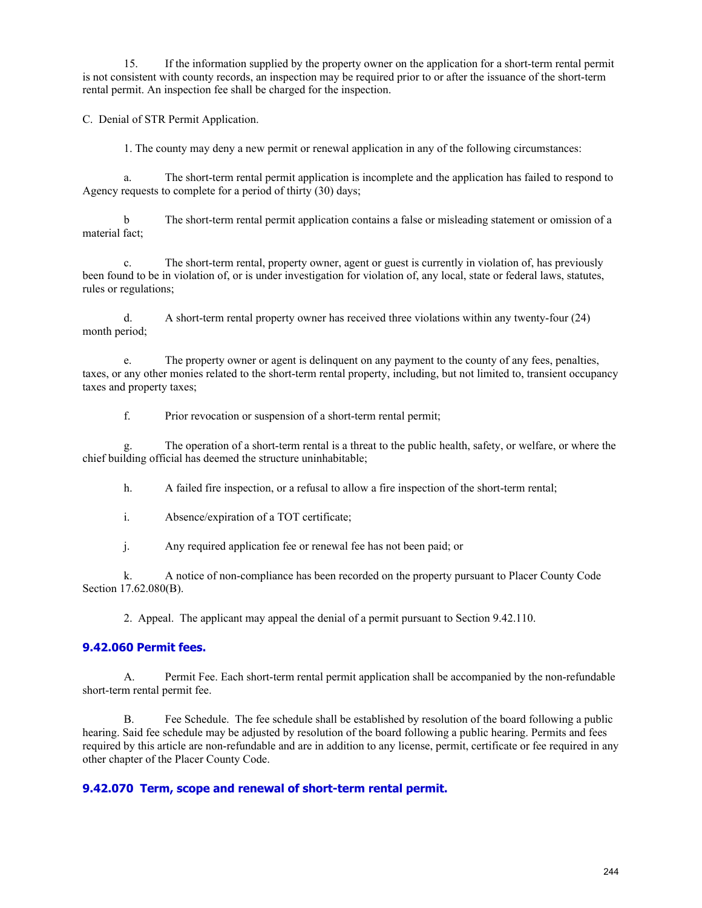15. If the information supplied by the property owner on the application for a short-term rental permit is not consistent with county records, an inspection may be required prior to or after the issuance of the short-term rental permit. An inspection fee shall be charged for the inspection.

C. Denial of STR Permit Application.

1. The county may deny a new permit or renewal application in any of the following circumstances:

a. The short-term rental permit application is incomplete and the application has failed to respond to Agency requests to complete for a period of thirty (30) days;

b The short-term rental permit application contains a false or misleading statement or omission of a material fact;

c. The short-term rental, property owner, agent or guest is currently in violation of, has previously been found to be in violation of, or is under investigation for violation of, any local, state or federal laws, statutes, rules or regulations;

d. A short-term rental property owner has received three violations within any twenty-four (24) month period;

e. The property owner or agent is delinquent on any payment to the county of any fees, penalties, taxes, or any other monies related to the short-term rental property, including, but not limited to, transient occupancy taxes and property taxes;

f. Prior revocation or suspension of a short-term rental permit;

g. The operation of a short-term rental is a threat to the public health, safety, or welfare, or where the chief building official has deemed the structure uninhabitable;

h. A failed fire inspection, or a refusal to allow a fire inspection of the short-term rental;

i. Absence/expiration of a TOT certificate;

j. Any required application fee or renewal fee has not been paid; or

k. A notice of non-compliance has been recorded on the property pursuant to Placer County Code Section 17.62.080(B).

2. Appeal. The applicant may appeal the denial of a permit pursuant to Section 9.42.110.

### 9.42.060 Permit fees.

A. Permit Fee. Each short-term rental permit application shall be accompanied by the non-refundable short-term rental permit fee.

B. Fee Schedule. The fee schedule shall be established by resolution of the board following a public hearing. Said fee schedule may be adjusted by resolution of the board following a public hearing. Permits and fees required by this article are non-refundable and are in addition to any license, permit, certificate or fee required in any other chapter of the Placer County Code.

### 9.42.070 Term, scope and renewal of short-term rental permit.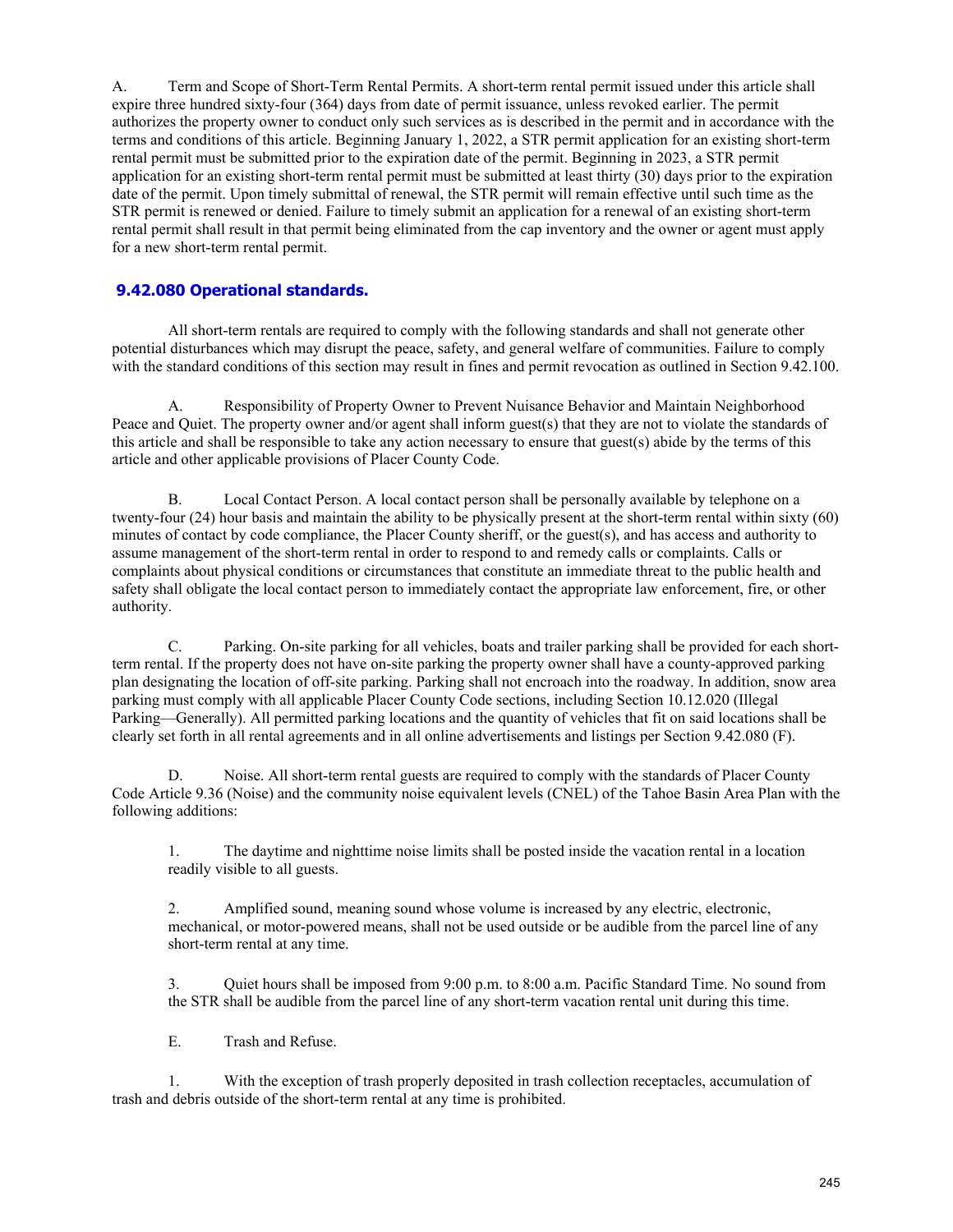A. Term and Scope of Short-Term Rental Permits. A short-term rental permit issued under this article shall expire three hundred sixty-four (364) days from date of permit issuance, unless revoked earlier. The permit authorizes the property owner to conduct only such services as is described in the permit and in accordance with the terms and conditions of this article. Beginning January 1, 2022, a STR permit application for an existing short-term rental permit must be submitted prior to the expiration date of the permit. Beginning in 2023, a STR permit application for an existing short-term rental permit must be submitted at least thirty (30) days prior to the expiration date of the permit. Upon timely submittal of renewal, the STR permit will remain effective until such time as the STR permit is renewed or denied. Failure to timely submit an application for a renewal of an existing short-term rental permit shall result in that permit being eliminated from the cap inventory and the owner or agent must apply for a new short-term rental permit.

## 9.42.080 Operational standards.

All short-term rentals are required to comply with the following standards and shall not generate other potential disturbances which may disrupt the peace, safety, and general welfare of communities. Failure to comply with the standard conditions of this section may result in fines and permit revocation as outlined in Section 9.42.100.

A. Responsibility of Property Owner to Prevent Nuisance Behavior and Maintain Neighborhood Peace and Quiet. The property owner and/or agent shall inform guest(s) that they are not to violate the standards of this article and shall be responsible to take any action necessary to ensure that guest(s) abide by the terms of this article and other applicable provisions of Placer County Code.

B. Local Contact Person. A local contact person shall be personally available by telephone on a twenty-four (24) hour basis and maintain the ability to be physically present at the short-term rental within sixty (60) minutes of contact by code compliance, the Placer County sheriff, or the guest(s), and has access and authority to assume management of the short-term rental in order to respond to and remedy calls or complaints. Calls or complaints about physical conditions or circumstances that constitute an immediate threat to the public health and safety shall obligate the local contact person to immediately contact the appropriate law enforcement, fire, or other authority.

C. Parking. On-site parking for all vehicles, boats and trailer parking shall be provided for each short-term rental. If the property does not have on-site parking the property owner shall have a county-approved parking plan designating the location of off-site parking. Parking shall not encroach into the roadway. In addition, snow area parking must comply with all applicable Placer County Code sections, including Section 10.12.020 (Illegal Parking—Generally). All permitted parking locations and the quantity of vehicles that fit on said locations shall be clearly set forth in all rental agreements and in all online advertisements and listings per Section 9.42.080 (F).

D. Noise. All short-term rental guests are required to comply with the standards of Placer County Code Article 9.36 (Noise) and the community noise equivalent levels (CNEL) of the Tahoe Basin Area Plan with the following additions:

1. The daytime and nighttime noise limits shall be posted inside the vacation rental in a location readily visible to all guests.

2. Amplified sound, meaning sound whose volume is increased by any electric, electronic, mechanical, or motor-powered means, shall not be used outside or be audible from the parcel line of any short-term rental at any time.

3. Quiet hours shall be imposed from 9:00 p.m. to 8:00 a.m. Pacific Standard Time. No sound from the STR shall be audible from the parcel line of any short-term vacation rental unit during this time.

E. Trash and Refuse.

1. With the exception of trash properly deposited in trash collection receptacles, accumulation of trash and debris outside of the short-term rental at any time is prohibited.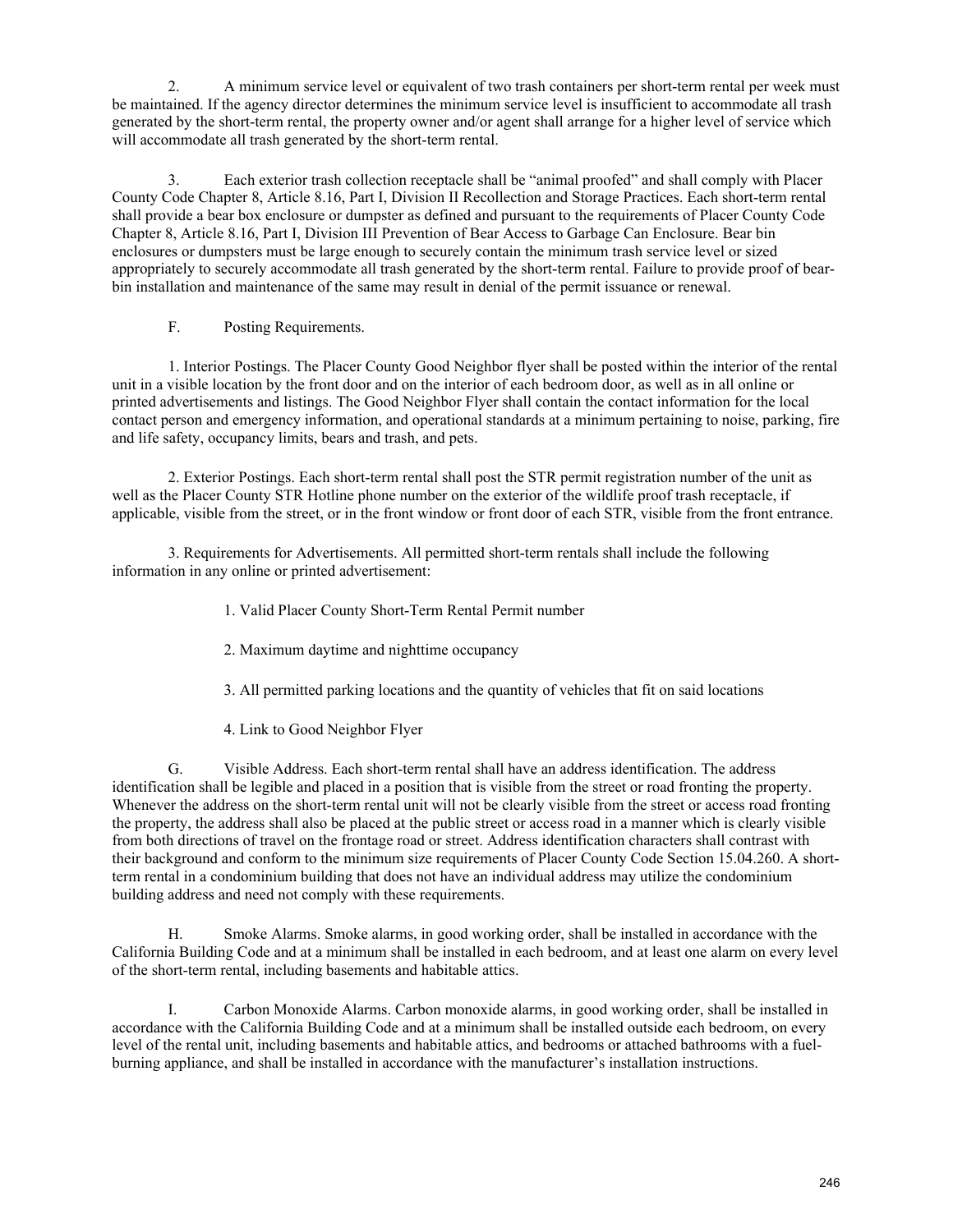2. A minimum service level or equivalent of two trash containers per short-term rental per week must be maintained. If the agency director determines the minimum service level is insufficient to accommodate all trash generated by the short-term rental, the property owner and/or agent shall arrange for a higher level of service which will accommodate all trash generated by the short-term rental.

3. Each exterior trash collection receptacle shall be "animal proofed" and shall comply with Placer County Code Chapter 8, Article 8.16, Part I, Division II Recollection and Storage Practices. Each short-term rental shall provide a bear box enclosure or dumpster as defined and pursuant to the requirements of Placer County Code Chapter 8, Article 8.16, Part I, Division III Prevention of Bear Access to Garbage Can Enclosure. Bear bin enclosures or dumpsters must be large enough to securely contain the minimum trash service level or sized appropriately to securely accommodate all trash generated by the short-term rental. Failure to provide proof of bear-bin installation and maintenance of the same may result in denial of the permit issuance or renewal.

F. Posting Requirements.

1. Interior Postings. The Placer County Good Neighbor flyer shall be posted within the interior of the rental unit in a visible location by the front door and on the interior of each bedroom door, as well as in all online or printed advertisements and listings. The Good Neighbor Flyer shall contain the contact information for the local contact person and emergency information, and operational standards at a minimum pertaining to noise, parking, fire and life safety, occupancy limits, bears and trash, and pets.

2. Exterior Postings. Each short-term rental shall post the STR permit registration number of the unit as well as the Placer County STR Hotline phone number on the exterior of the wildlife proof trash receptacle, if applicable, visible from the street, or in the front window or front door of each STR, visible from the front entrance.

3. Requirements for Advertisements. All permitted short-term rentals shall include the following information in any online or printed advertisement:

1. Valid Placer County Short-Term Rental Permit number

2. Maximum daytime and nighttime occupancy

3. All permitted parking locations and the quantity of vehicles that fit on said locations

4. Link to Good Neighbor Flyer

G. Visible Address. Each short-term rental shall have an address identification. The address identification shall be legible and placed in a position that is visible from the street or road fronting the property. Whenever the address on the short-term rental unit will not be clearly visible from the street or access road fronting the property, the address shall also be placed at the public street or access road in a manner which is clearly visible from both directions of travel on the frontage road or street. Address identification characters shall contrast with their background and conform to the minimum size requirements of Placer County Code Section 15.04.260. A short-term rental in a condominium building that does not have an individual address may utilize the condominium building address and need not comply with these requirements.

H. Smoke Alarms. Smoke alarms, in good working order, shall be installed in accordance with the California Building Code and at a minimum shall be installed in each bedroom, and at least one alarm on every level of the short-term rental, including basements and habitable attics.

I. Carbon Monoxide Alarms. Carbon monoxide alarms, in good working order, shall be installed in accordance with the California Building Code and at a minimum shall be installed outside each bedroom, on every level of the rental unit, including basements and habitable attics, and bedrooms or attached bathrooms with a fuel-burning appliance, and shall be installed in accordance with the manufacturer's installation instructions.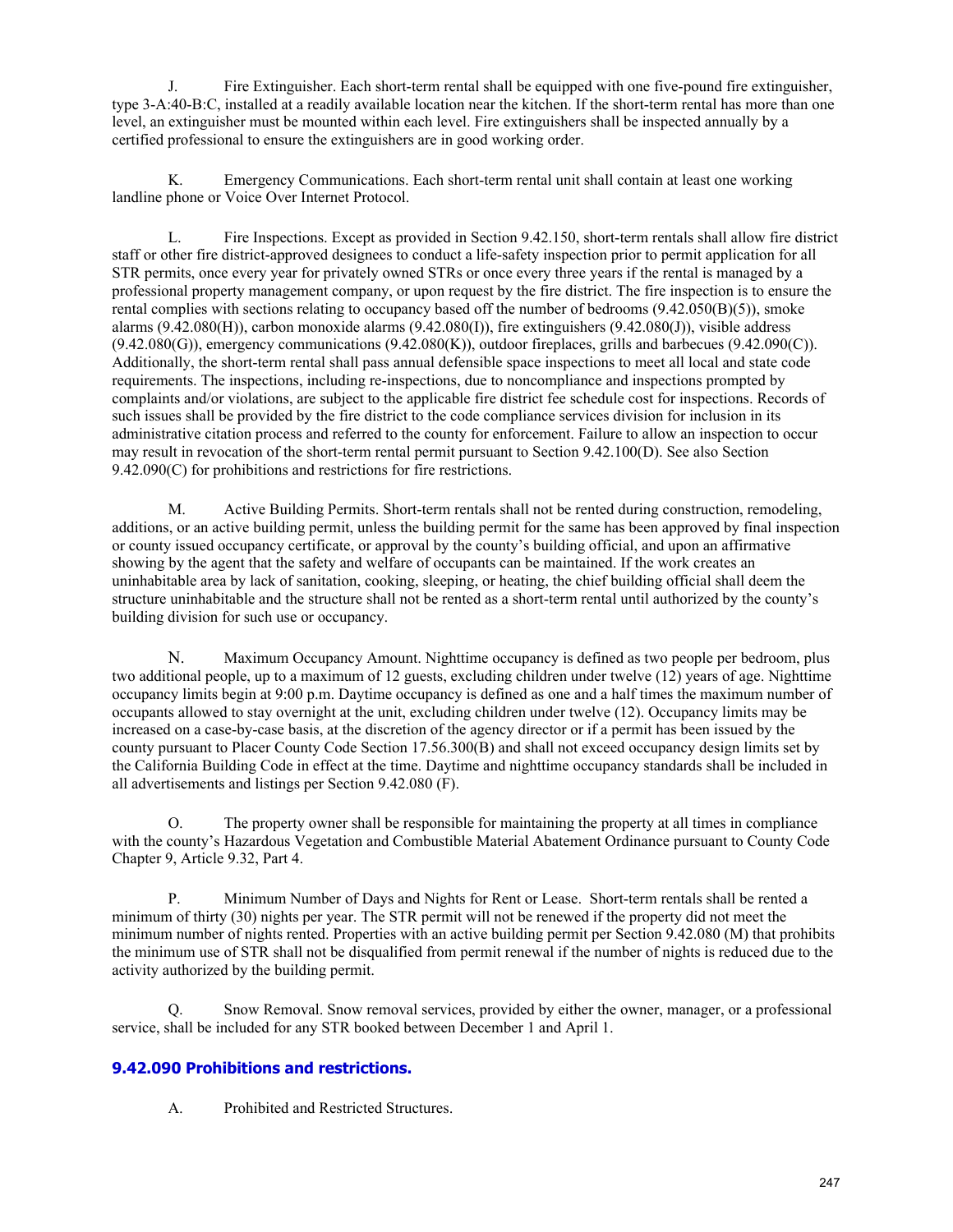J. Fire Extinguisher. Each short-term rental shall be equipped with one five-pound fire extinguisher, type 3-A:40-B:C, installed at a readily available location near the kitchen. If the short-term rental has more than one level, an extinguisher must be mounted within each level. Fire extinguishers shall be inspected annually by a certified professional to ensure the extinguishers are in good working order.

K. Emergency Communications. Each short-term rental unit shall contain at least one working landline phone or Voice Over Internet Protocol.

L. Fire Inspections. Except as provided in Section 9.42.150, short-term rentals shall allow fire district staff or other fire district-approved designees to conduct a life-safety inspection prior to permit application for all STR permits, once every year for privately owned STRs or once every three years if the rental is managed by a professional property management company, or upon request by the fire district. The fire inspection is to ensure the rental complies with sections relating to occupancy based off the number of bedrooms (9.42.050(B)(5)), smoke alarms (9.42.080(H)), carbon monoxide alarms (9.42.080(I)), fire extinguishers (9.42.080(J)), visible address (9.42.080(G)), emergency communications (9.42.080(K)), outdoor fireplaces, grills and barbecues (9.42.090(C)). Additionally, the short-term rental shall pass annual defensible space inspections to meet all local and state code requirements. The inspections, including re-inspections, due to noncompliance and inspections prompted by complaints and/or violations, are subject to the applicable fire district fee schedule cost for inspections. Records of such issues shall be provided by the fire district to the code compliance services division for inclusion in its administrative citation process and referred to the county for enforcement. Failure to allow an inspection to occur may result in revocation of the short-term rental permit pursuant to Section 9.42.100(D). See also Section 9.42.090(C) for prohibitions and restrictions for fire restrictions.

M. Active Building Permits. Short-term rentals shall not be rented during construction, remodeling, additions, or an active building permit, unless the building permit for the same has been approved by final inspection or county issued occupancy certificate, or approval by the county's building official, and upon an affirmative showing by the agent that the safety and welfare of occupants can be maintained. If the work creates an uninhabitable area by lack of sanitation, cooking, sleeping, or heating, the chief building official shall deem the structure uninhabitable and the structure shall not be rented as a short-term rental until authorized by the county's building division for such use or occupancy.

N. Maximum Occupancy Amount. Nighttime occupancy is defined as two people per bedroom, plus two additional people, up to a maximum of 12 guests, excluding children under twelve (12) years of age. Nighttime occupancy limits begin at 9:00 p.m. Daytime occupancy is defined as one and a half times the maximum number of occupants allowed to stay overnight at the unit, excluding children under twelve (12). Occupancy limits may be increased on a case-by-case basis, at the discretion of the agency director or if a permit has been issued by the county pursuant to Placer County Code Section 17.56.300(B) and shall not exceed occupancy design limits set by the California Building Code in effect at the time. Daytime and nighttime occupancy standards shall be included in all advertisements and listings per Section 9.42.080 (F).

O. The property owner shall be responsible for maintaining the property at all times in compliance with the county's Hazardous Vegetation and Combustible Material Abatement Ordinance pursuant to County Code Chapter 9, Article 9.32, Part 4.

P. Minimum Number of Days and Nights for Rent or Lease. Short-term rentals shall be rented a minimum of thirty (30) nights per year. The STR permit will not be renewed if the property did not meet the minimum number of nights rented. Properties with an active building permit per Section 9.42.080 (M) that prohibits the minimum use of STR shall not be disqualified from permit renewal if the number of nights is reduced due to the activity authorized by the building permit.

Q. Snow Removal. Snow removal services, provided by either the owner, manager, or a professional service, shall be included for any STR booked between December 1 and April 1.

### 9.42.090 Prohibitions and restrictions.

A. Prohibited and Restricted Structures.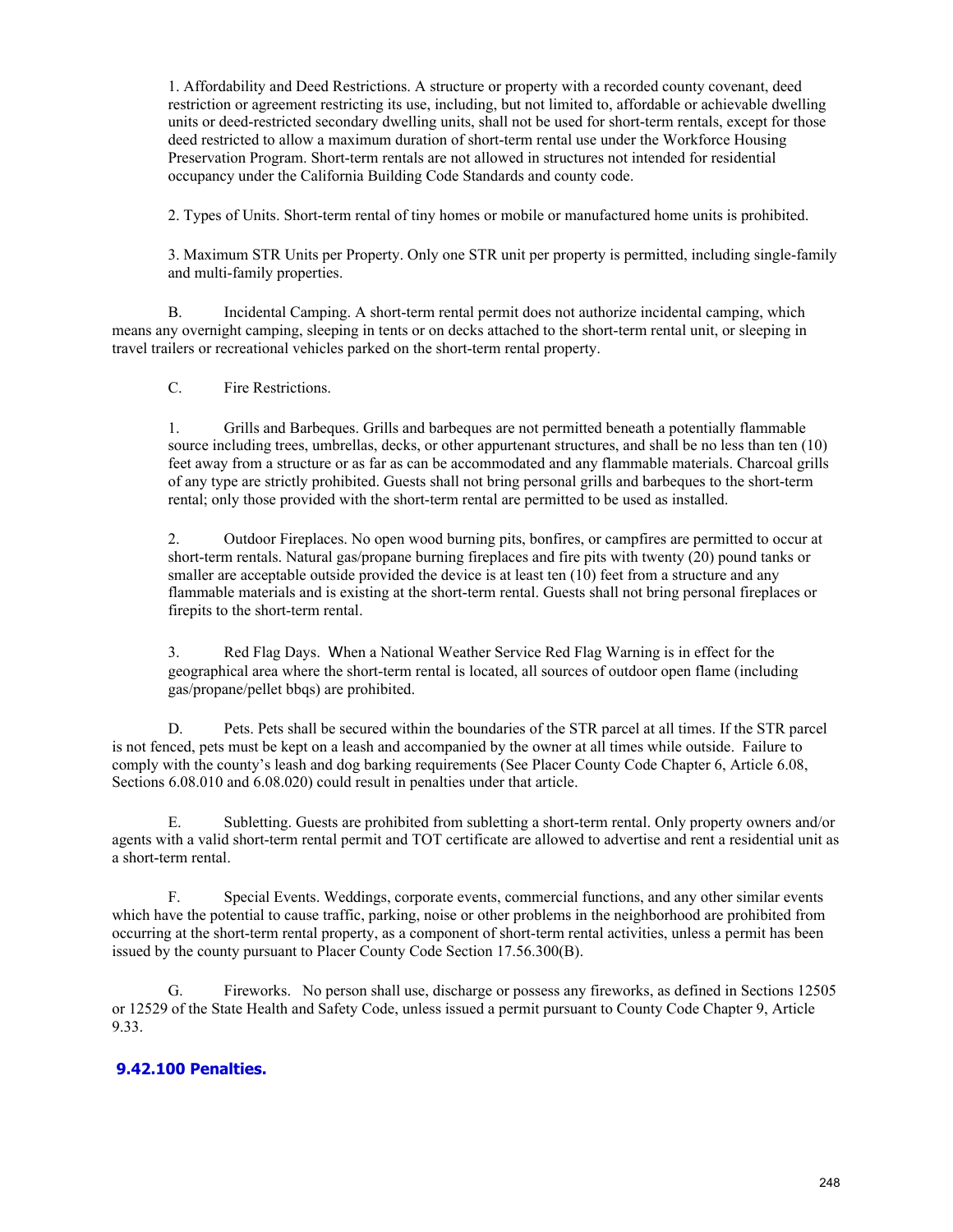1. Affordability and Deed Restrictions. A structure or property with a recorded county covenant, deed restriction or agreement restricting its use, including, but not limited to, affordable or achievable dwelling units or deed-restricted secondary dwelling units, shall not be used for short-term rentals, except for those deed restricted to allow a maximum duration of short-term rental use under the Workforce Housing Preservation Program. Short-term rentals are not allowed in structures not intended for residential occupancy under the California Building Code Standards and county code.

2. Types of Units. Short-term rental of tiny homes or mobile or manufactured home units is prohibited.

3. Maximum STR Units per Property. Only one STR unit per property is permitted, including single-family and multi-family properties.

B. Incidental Camping. A short-term rental permit does not authorize incidental camping, which means any overnight camping, sleeping in tents or on decks attached to the short-term rental unit, or sleeping in travel trailers or recreational vehicles parked on the short-term rental property.

C. Fire Restrictions.

1. Grills and Barbeques. Grills and barbeques are not permitted beneath a potentially flammable source including trees, umbrellas, decks, or other appurtenant structures, and shall be no less than ten (10) feet away from a structure or as far as can be accommodated and any flammable materials. Charcoal grills of any type are strictly prohibited. Guests shall not bring personal grills and barbeques to the short-term rental; only those provided with the short-term rental are permitted to be used as installed.

2. Outdoor Fireplaces. No open wood burning pits, bonfires, or campfires are permitted to occur at short-term rentals. Natural gas/propane burning fireplaces and fire pits with twenty (20) pound tanks or smaller are acceptable outside provided the device is at least ten (10) feet from a structure and any flammable materials and is existing at the short-term rental. Guests shall not bring personal fireplaces or firepits to the short-term rental.

3. Red Flag Days. When a National Weather Service Red Flag Warning is in effect for the geographical area where the short-term rental is located, all sources of outdoor open flame (including gas/propane/pellet bbqs) are prohibited.

D. Pets. Pets shall be secured within the boundaries of the STR parcel at all times. If the STR parcel is not fenced, pets must be kept on a leash and accompanied by the owner at all times while outside. Failure to comply with the county's leash and dog barking requirements (See Placer County Code Chapter 6, Article 6.08, Sections 6.08.010 and 6.08.020) could result in penalties under that article.

E. Subletting. Guests are prohibited from subletting a short-term rental. Only property owners and/or agents with a valid short-term rental permit and TOT certificate are allowed to advertise and rent a residential unit as a short-term rental.

F. Special Events. Weddings, corporate events, commercial functions, and any other similar events which have the potential to cause traffic, parking, noise or other problems in the neighborhood are prohibited from occurring at the short-term rental property, as a component of short-term rental activities, unless a permit has been issued by the county pursuant to Placer County Code Section 17.56.300(B).

G. Fireworks. No person shall use, discharge or possess any fireworks, as defined in Sections 12505 or 12529 of the State Health and Safety Code, unless issued a permit pursuant to County Code Chapter 9, Article 9.33.

### 9.42.100 Penalties.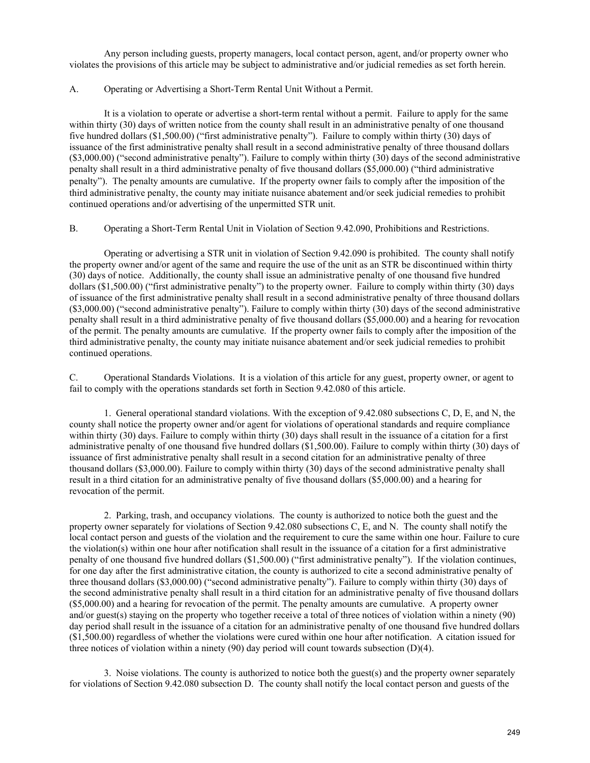Any person including guests, property managers, local contact person, agent, and/or property owner who violates the provisions of this article may be subject to administrative and/or judicial remedies as set forth herein.

A. Operating or Advertising a Short-Term Rental Unit Without a Permit.

It is a violation to operate or advertise a short-term rental without a permit. Failure to apply for the same within thirty (30) days of written notice from the county shall result in an administrative penalty of one thousand five hundred dollars ($1,500.00) ("first administrative penalty"). Failure to comply within thirty (30) days of issuance of the first administrative penalty shall result in a second administrative penalty of three thousand dollars ($3,000.00) ("second administrative penalty"). Failure to comply within thirty (30) days of the second administrative penalty shall result in a third administrative penalty of five thousand dollars ($5,000.00) ("third administrative penalty"). The penalty amounts are cumulative. If the property owner fails to comply after the imposition of the third administrative penalty, the county may initiate nuisance abatement and/or seek judicial remedies to prohibit continued operations and/or advertising of the unpermitted STR unit.

B. Operating a Short-Term Rental Unit in Violation of Section 9.42.090, Prohibitions and Restrictions.

Operating or advertising a STR unit in violation of Section 9.42.090 is prohibited. The county shall notify the property owner and/or agent of the same and require the use of the unit as an STR be discontinued within thirty (30) days of notice. Additionally, the county shall issue an administrative penalty of one thousand five hundred dollars ($1,500.00) ("first administrative penalty") to the property owner. Failure to comply within thirty (30) days of issuance of the first administrative penalty shall result in a second administrative penalty of three thousand dollars ($3,000.00) ("second administrative penalty"). Failure to comply within thirty (30) days of the second administrative penalty shall result in a third administrative penalty of five thousand dollars ($5,000.00) and a hearing for revocation of the permit. The penalty amounts are cumulative. If the property owner fails to comply after the imposition of the third administrative penalty, the county may initiate nuisance abatement and/or seek judicial remedies to prohibit continued operations.

C. Operational Standards Violations. It is a violation of this article for any guest, property owner, or agent to fail to comply with the operations standards set forth in Section 9.42.080 of this article.

1. General operational standard violations. With the exception of 9.42.080 subsections C, D, E, and N, the county shall notice the property owner and/or agent for violations of operational standards and require compliance within thirty (30) days. Failure to comply within thirty (30) days shall result in the issuance of a citation for a first administrative penalty of one thousand five hundred dollars ($1,500.00). Failure to comply within thirty (30) days of issuance of first administrative penalty shall result in a second citation for an administrative penalty of three thousand dollars ($3,000.00). Failure to comply within thirty (30) days of the second administrative penalty shall result in a third citation for an administrative penalty of five thousand dollars ($5,000.00) and a hearing for revocation of the permit.

2. Parking, trash, and occupancy violations. The county is authorized to notice both the guest and the property owner separately for violations of Section 9.42.080 subsections C, E, and N. The county shall notify the local contact person and guests of the violation and the requirement to cure the same within one hour. Failure to cure the violation(s) within one hour after notification shall result in the issuance of a citation for a first administrative penalty of one thousand five hundred dollars ($1,500.00) ("first administrative penalty"). If the violation continues, for one day after the first administrative citation, the county is authorized to cite a second administrative penalty of three thousand dollars ($3,000.00) ("second administrative penalty"). Failure to comply within thirty (30) days of the second administrative penalty shall result in a third citation for an administrative penalty of five thousand dollars ($5,000.00) and a hearing for revocation of the permit. The penalty amounts are cumulative. A property owner and/or guest(s) staying on the property who together receive a total of three notices of violation within a ninety (90) day period shall result in the issuance of a citation for an administrative penalty of one thousand five hundred dollars ($1,500.00) regardless of whether the violations were cured within one hour after notification. A citation issued for three notices of violation within a ninety (90) day period will count towards subsection (D)(4).

3. Noise violations. The county is authorized to notice both the guest(s) and the property owner separately for violations of Section 9.42.080 subsection D. The county shall notify the local contact person and guests of the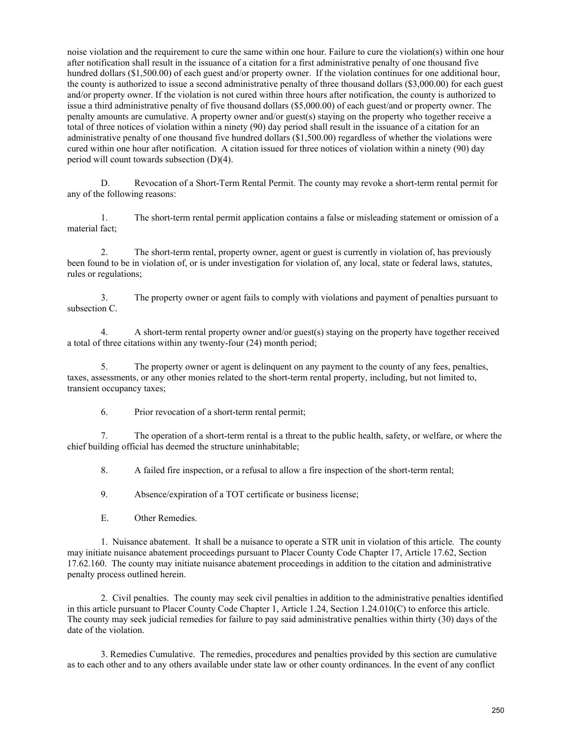noise violation and the requirement to cure the same within one hour. Failure to cure the violation(s) within one hour after notification shall result in the issuance of a citation for a first administrative penalty of one thousand five hundred dollars ($1,500.00) of each guest and/or property owner. If the violation continues for one additional hour, the county is authorized to issue a second administrative penalty of three thousand dollars ($3,000.00) for each guest and/or property owner. If the violation is not cured within three hours after notification, the county is authorized to issue a third administrative penalty of five thousand dollars ($5,000.00) of each guest/and or property owner. The penalty amounts are cumulative. A property owner and/or guest(s) staying on the property who together receive a total of three notices of violation within a ninety (90) day period shall result in the issuance of a citation for an administrative penalty of one thousand five hundred dollars ($1,500.00) regardless of whether the violations were cured within one hour after notification. A citation issued for three notices of violation within a ninety (90) day period will count towards subsection (D)(4).

D. Revocation of a Short-Term Rental Permit. The county may revoke a short-term rental permit for any of the following reasons:

1. The short-term rental permit application contains a false or misleading statement or omission of a material fact;

2. The short-term rental, property owner, agent or guest is currently in violation of, has previously been found to be in violation of, or is under investigation for violation of, any local, state or federal laws, statutes, rules or regulations;

3. The property owner or agent fails to comply with violations and payment of penalties pursuant to subsection C.

4. A short-term rental property owner and/or guest(s) staying on the property have together received a total of three citations within any twenty-four (24) month period;

5. The property owner or agent is delinquent on any payment to the county of any fees, penalties, taxes, assessments, or any other monies related to the short-term rental property, including, but not limited to, transient occupancy taxes;

6. Prior revocation of a short-term rental permit;

7. The operation of a short-term rental is a threat to the public health, safety, or welfare, or where the chief building official has deemed the structure uninhabitable;

8. A failed fire inspection, or a refusal to allow a fire inspection of the short-term rental;

9. Absence/expiration of a TOT certificate or business license;

E. Other Remedies.

1. Nuisance abatement. It shall be a nuisance to operate a STR unit in violation of this article. The county may initiate nuisance abatement proceedings pursuant to Placer County Code Chapter 17, Article 17.62, Section 17.62.160. The county may initiate nuisance abatement proceedings in addition to the citation and administrative penalty process outlined herein.

2. Civil penalties. The county may seek civil penalties in addition to the administrative penalties identified in this article pursuant to Placer County Code Chapter 1, Article 1.24, Section 1.24.010(C) to enforce this article. The county may seek judicial remedies for failure to pay said administrative penalties within thirty (30) days of the date of the violation.

3. Remedies Cumulative. The remedies, procedures and penalties provided by this section are cumulative as to each other and to any others available under state law or other county ordinances. In the event of any conflict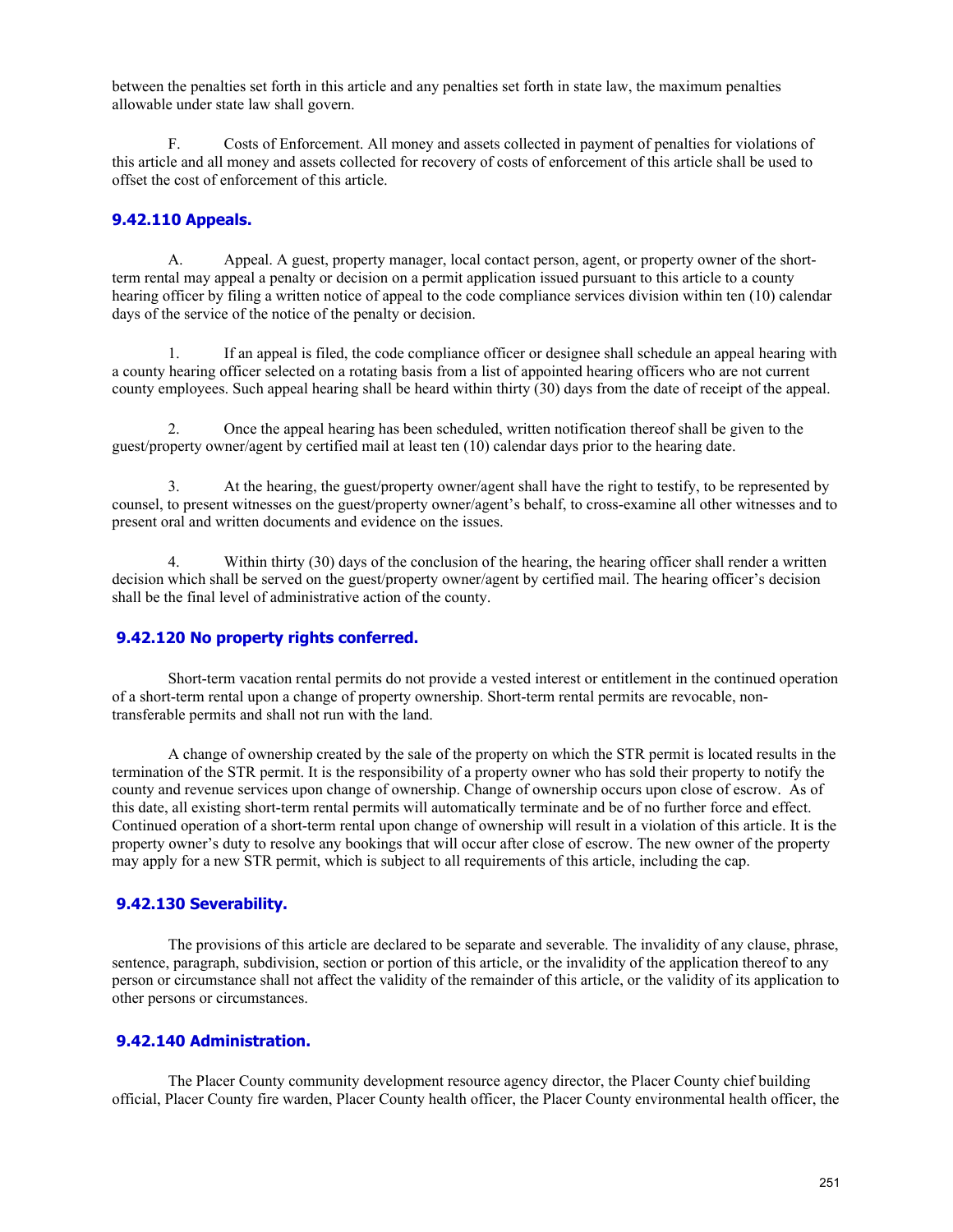between the penalties set forth in this article and any penalties set forth in state law, the maximum penalties allowable under state law shall govern.

F. Costs of Enforcement. All money and assets collected in payment of penalties for violations of this article and all money and assets collected for recovery of costs of enforcement of this article shall be used to offset the cost of enforcement of this article.

### 9.42.110 Appeals.

A. Appeal. A guest, property manager, local contact person, agent, or property owner of the short-term rental may appeal a penalty or decision on a permit application issued pursuant to this article to a county hearing officer by filing a written notice of appeal to the code compliance services division within ten (10) calendar days of the service of the notice of the penalty or decision.

1. If an appeal is filed, the code compliance officer or designee shall schedule an appeal hearing with a county hearing officer selected on a rotating basis from a list of appointed hearing officers who are not current county employees. Such appeal hearing shall be heard within thirty (30) days from the date of receipt of the appeal.

2. Once the appeal hearing has been scheduled, written notification thereof shall be given to the guest/property owner/agent by certified mail at least ten (10) calendar days prior to the hearing date.

3. At the hearing, the guest/property owner/agent shall have the right to testify, to be represented by counsel, to present witnesses on the guest/property owner/agent's behalf, to cross-examine all other witnesses and to present oral and written documents and evidence on the issues.

4. Within thirty (30) days of the conclusion of the hearing, the hearing officer shall render a written decision which shall be served on the guest/property owner/agent by certified mail. The hearing officer's decision shall be the final level of administrative action of the county.

### 9.42.120 No property rights conferred.

Short-term vacation rental permits do not provide a vested interest or entitlement in the continued operation of a short-term rental upon a change of property ownership. Short-term rental permits are revocable, non-transferable permits and shall not run with the land.

A change of ownership created by the sale of the property on which the STR permit is located results in the termination of the STR permit. It is the responsibility of a property owner who has sold their property to notify the county and revenue services upon change of ownership. Change of ownership occurs upon close of escrow. As of this date, all existing short-term rental permits will automatically terminate and be of no further force and effect. Continued operation of a short-term rental upon change of ownership will result in a violation of this article. It is the property owner's duty to resolve any bookings that will occur after close of escrow. The new owner of the property may apply for a new STR permit, which is subject to all requirements of this article, including the cap.

### 9.42.130 Severability.

The provisions of this article are declared to be separate and severable. The invalidity of any clause, phrase, sentence, paragraph, subdivision, section or portion of this article, or the invalidity of the application thereof to any person or circumstance shall not affect the validity of the remainder of this article, or the validity of its application to other persons or circumstances.

### 9.42.140 Administration.

The Placer County community development resource agency director, the Placer County chief building official, Placer County fire warden, Placer County health officer, the Placer County environmental health officer, the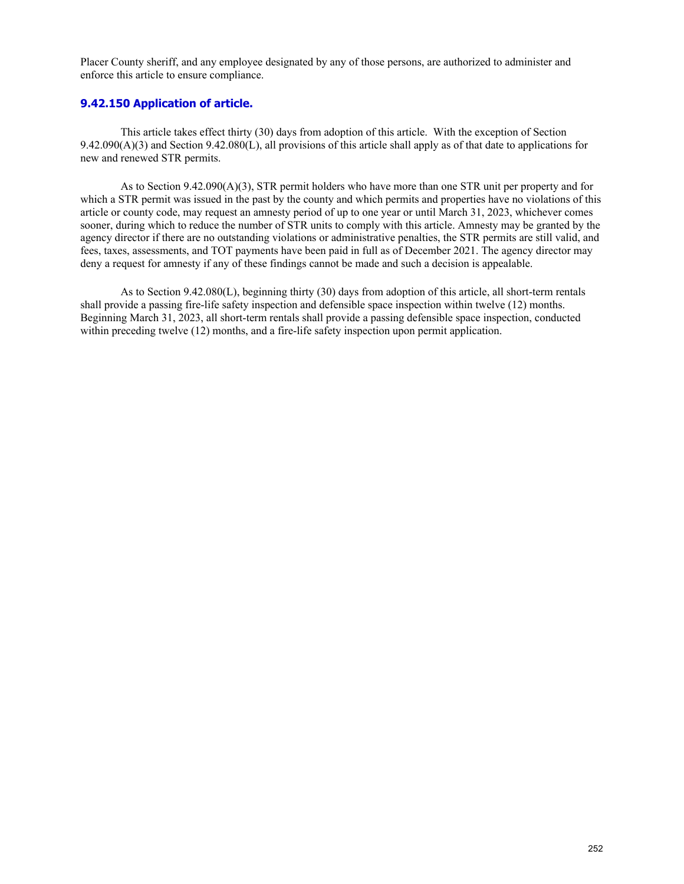Placer County sheriff, and any employee designated by any of those persons, are authorized to administer and enforce this article to ensure compliance.

### 9.42.150 Application of article.

This article takes effect thirty (30) days from adoption of this article. With the exception of Section 9.42.090(A)(3) and Section 9.42.080(L), all provisions of this article shall apply as of that date to applications for new and renewed STR permits.

As to Section 9.42.090(A)(3), STR permit holders who have more than one STR unit per property and for which a STR permit was issued in the past by the county and which permits and properties have no violations of this article or county code, may request an amnesty period of up to one year or until March 31, 2023, whichever comes sooner, during which to reduce the number of STR units to comply with this article. Amnesty may be granted by the agency director if there are no outstanding violations or administrative penalties, the STR permits are still valid, and fees, taxes, assessments, and TOT payments have been paid in full as of December 2021. The agency director may deny a request for amnesty if any of these findings cannot be made and such a decision is appealable.

As to Section 9.42.080(L), beginning thirty (30) days from adoption of this article, all short-term rentals shall provide a passing fire-life safety inspection and defensible space inspection within twelve (12) months. Beginning March 31, 2023, all short-term rentals shall provide a passing defensible space inspection, conducted within preceding twelve (12) months, and a fire-life safety inspection upon permit application.